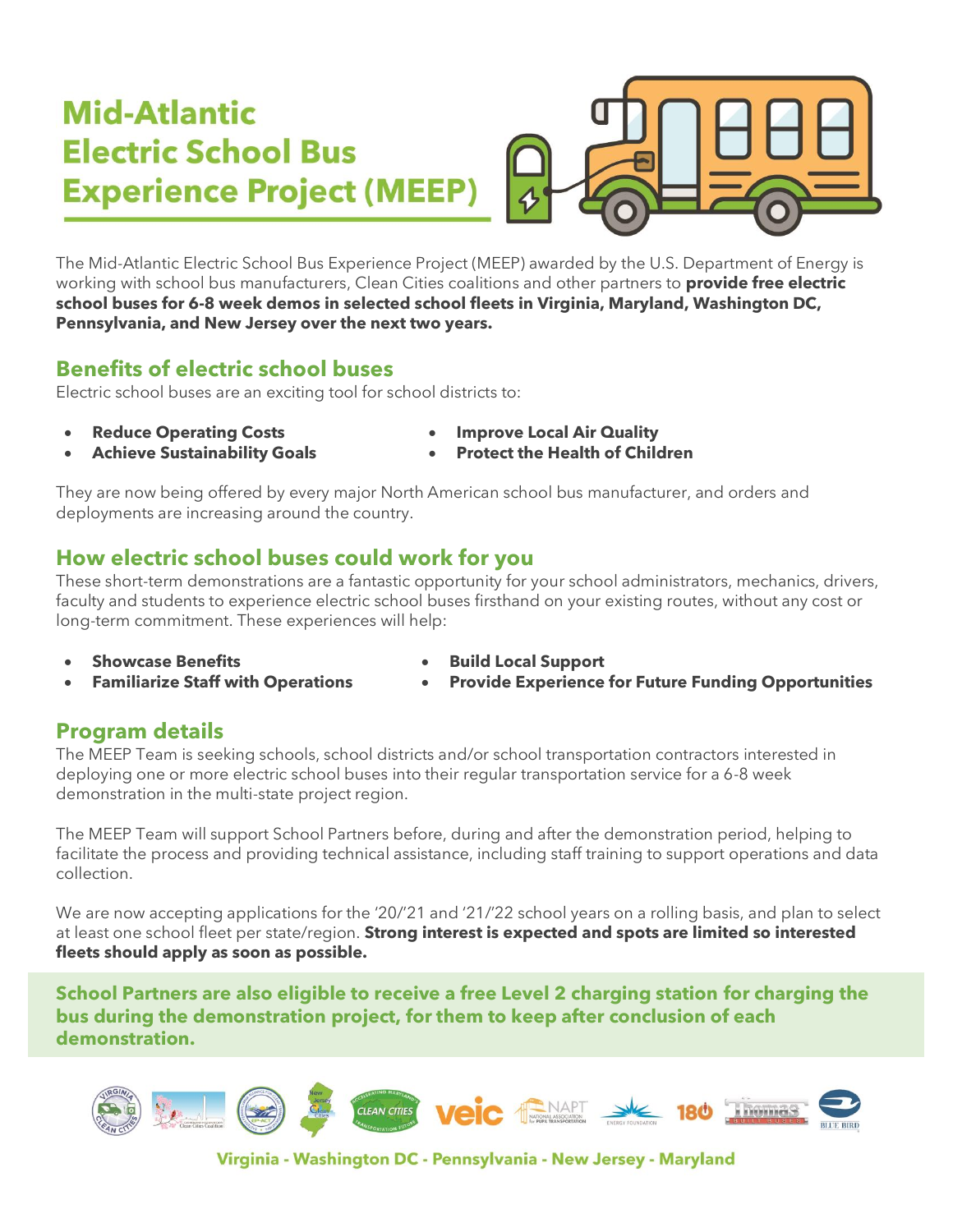# Mid-Atlantic Electric School Bus Experience Project (MEEP)

The Mid-Atlantic Electric School Bus Experience Project (MEEP) awarded by the U.S. Department of Energy is working with school bus manufacturers, Clean Cities coalitions and other partners to **provide free electric school buses for 6-8 week demos in selected school fleets in Virginia, Maryland, Washington DC, Pennsylvania, and New Jersey over the next two years.**

## Benefits of electric school buses

Electric school buses are an exciting tool for school districts to:

- **Reduce Operating Costs**
- **Achieve Sustainability Goals**
- **Improve Local Air Quality**
- **Protect the Health of Children**

They are now being offered by every major North American school bus manufacturer, and orders and deployments are increasing around the country.

## How electric school buses could work for you

These short-term demonstrations are a fantastic opportunity for your school administrators, mechanics, drivers, faculty and students to experience electric school buses firsthand on your existing routes, without any cost or long-term commitment. These experiences will help:

- **Showcase Benefits**
- **Familiarize Staff with Operations**
- **Build Local Support**
- **Provide Experience for Future Funding Opportunities**

## Program details

The MEEP Team is seeking schools, school districts and/or school transportation contractors interested in deploying one or more electric school buses into their regular transportation service for a 6-8 week demonstration in the multi-state project region.

The MEEP Team will support School Partners before, during and after the demonstration period, helping to facilitate the process and providing technical assistance, including staff training to support operations and data collection.

We are now accepting applications for the '20/'21 and '21/'22 school years on a rolling basis, and plan to select at least one school fleet per state/region. **Strong interest is expected and spots are limited so interested fleets should apply as soon as possible.**

**School Partners are also eligible to receive a free Level 2 charging station for charging the bus during the demonstration project, for them to keep after conclusion of each demonstration.**

**Virginia - Washington DC - Pennsylvania - New Jersey - Maryland**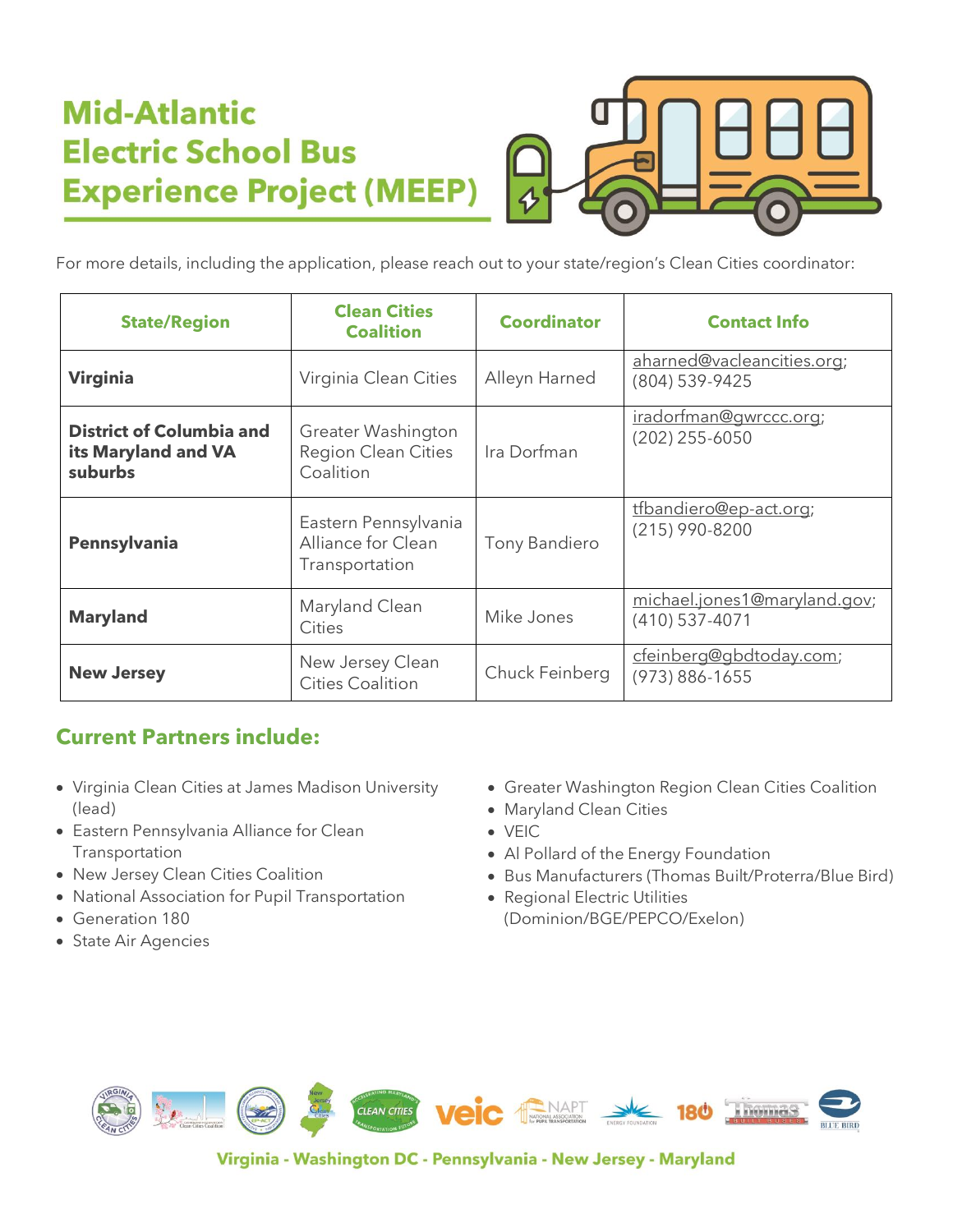# Mid-Atlantic Electric School Bus Experience Project (MEEP)

For more details, including the application, please reach out to your state/region's Clean Cities coordinator:

| State/Region | Clean Cities Coalition | Coordinator | Contact Info |
|---|---|---|---|
| **Virginia** | Virginia Clean Cities | Alleyn Harned | aharned@vacleancities.org; (804) 539-9425 |
| **District of Columbia and its Maryland and VA suburbs** | Greater Washington Region Clean Cities Coalition | Ira Dorfman | iradorfman@gwrccc.org; (202) 255-6050 |
| **Pennsylvania** | Eastern Pennsylvania Alliance for Clean Transportation | Tony Bandiero | tfbandiero@ep-act.org; (215) 990-8200 |
| **Maryland** | Maryland Clean Cities | Mike Jones | michael.jones1@maryland.gov; (410) 537-4071 |
| **New Jersey** | New Jersey Clean Cities Coalition | Chuck Feinberg | cfeinberg@gbdtoday.com; (973) 886-1655 |

## Current Partners include:

- Virginia Clean Cities at James Madison University (lead)
- Eastern Pennsylvania Alliance for Clean Transportation
- New Jersey Clean Cities Coalition
- National Association for Pupil Transportation
- Generation 180
- State Air Agencies
- Greater Washington Region Clean Cities Coalition
- Maryland Clean Cities
- VEIC
- Al Pollard of the Energy Foundation
- Bus Manufacturers (Thomas Built/Proterra/Blue Bird)
- Regional Electric Utilities (Dominion/BGE/PEPCO/Exelon)

**Virginia - Washington DC - Pennsylvania - New Jersey - Maryland**